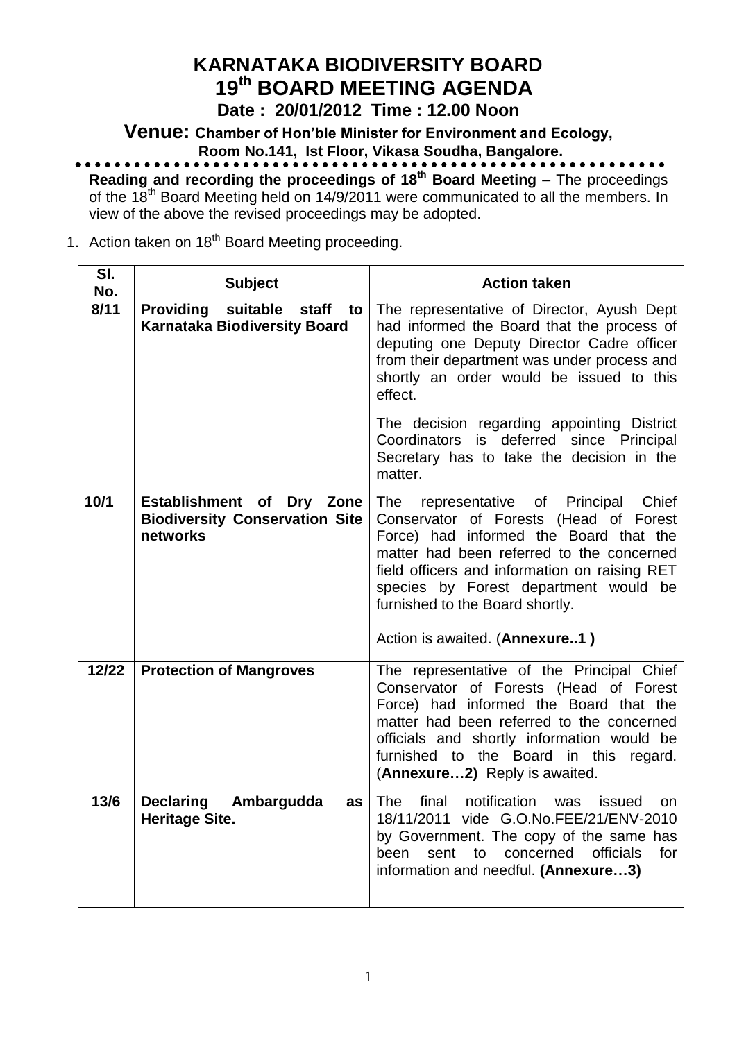# KARNATAKA BIODIVERSITY BOARD
# 19th BOARD MEETING AGENDA

**Date : 20/01/2012 Time : 12.00 Noon**

**Venue: Chamber of Hon'ble Minister for Environment and Ecology, Room No.141, Ist Floor, Vikasa Soudha, Bangalore.**

**Reading and recording the proceedings of 18th Board Meeting** – The proceedings of the 18th Board Meeting held on 14/9/2011 were communicated to all the members. In view of the above the revised proceedings may be adopted.

1. Action taken on 18th Board Meeting proceeding.

| Sl. No. | Subject | Action taken |
|---|---|---|
| 8/11 | **Providing suitable staff to Karnataka Biodiversity Board** | The representative of Director, Ayush Dept had informed the Board that the process of deputing one Deputy Director Cadre officer from their department was under process and shortly an order would be issued to this effect.<br><br>The decision regarding appointing District Coordinators is deferred since Principal Secretary has to take the decision in the matter. |
| 10/1 | **Establishment of Dry Zone Biodiversity Conservation Site networks** | The representative of Principal Chief Conservator of Forests (Head of Forest Force) had informed the Board that the matter had been referred to the concerned field officers and information on raising RET species by Forest department would be furnished to the Board shortly.<br><br>Action is awaited. (**Annexure..1 )** |
| 12/22 | **Protection of Mangroves** | The representative of the Principal Chief Conservator of Forests (Head of Forest Force) had informed the Board that the matter had been referred to the concerned officials and shortly information would be furnished to the Board in this regard. (**Annexure…2)** Reply is awaited. |
| 13/6 | **Declaring Ambargudda as Heritage Site.** | The final notification was issued on 18/11/2011 vide G.O.No.FEE/21/ENV-2010 by Government. The copy of the same has been sent to concerned officials for information and needful. **(Annexure…3)** |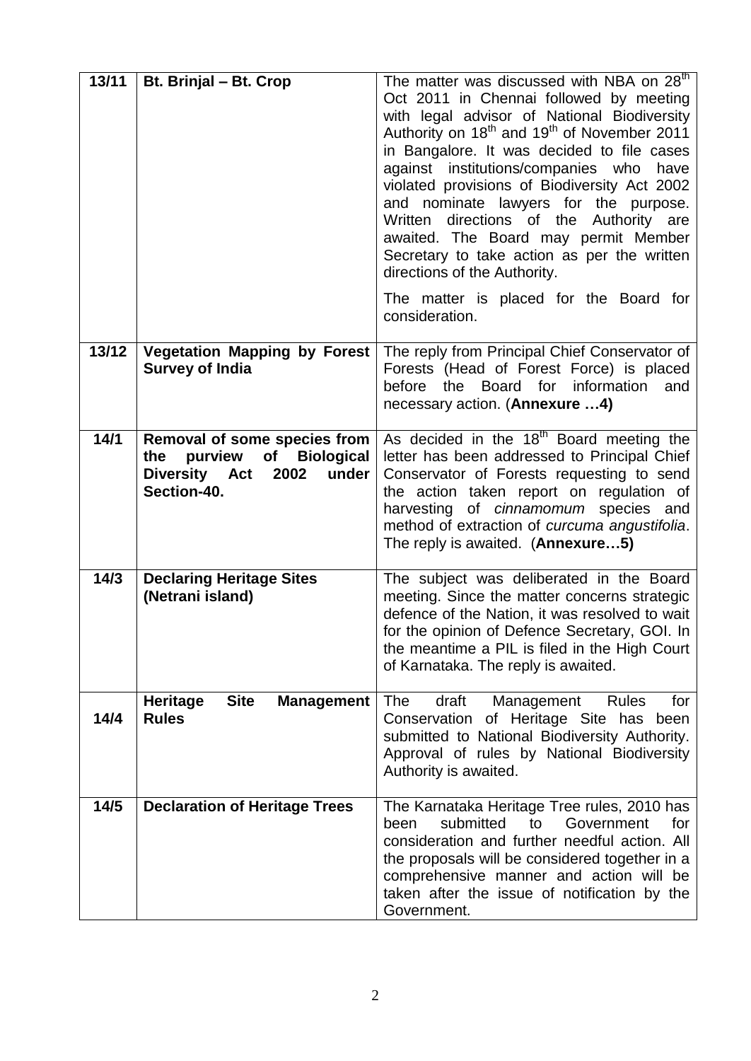| | | |
|---|---|---|
| **13/11** | **Bt. Brinjal – Bt. Crop** | The matter was discussed with NBA on 28th Oct 2011 in Chennai followed by meeting with legal advisor of National Biodiversity Authority on 18th and 19th of November 2011 in Bangalore. It was decided to file cases against institutions/companies who have violated provisions of Biodiversity Act 2002 and nominate lawyers for the purpose. Written directions of the Authority are awaited. The Board may permit Member Secretary to take action as per the written directions of the Authority.<br><br>The matter is placed for the Board for consideration. |
| **13/12** | **Vegetation Mapping by Forest Survey of India** | The reply from Principal Chief Conservator of Forests (Head of Forest Force) is placed before the Board for information and necessary action. (**Annexure …4)** |
| **14/1** | **Removal of some species from the purview of Biological Diversity Act 2002 under Section-40.** | As decided in the 18th Board meeting the letter has been addressed to Principal Chief Conservator of Forests requesting to send the action taken report on regulation of harvesting of *cinnamomum* species and method of extraction of *curcuma angustifolia*. The reply is awaited. (**Annexure…5)** |
| **14/3** | **Declaring Heritage Sites (Netrani island)** | The subject was deliberated in the Board meeting. Since the matter concerns strategic defence of the Nation, it was resolved to wait for the opinion of Defence Secretary, GOI. In the meantime a PIL is filed in the High Court of Karnataka. The reply is awaited. |
| **14/4** | **Heritage Site Management Rules** | The draft Management Rules for Conservation of Heritage Site has been submitted to National Biodiversity Authority. Approval of rules by National Biodiversity Authority is awaited. |
| **14/5** | **Declaration of Heritage Trees** | The Karnataka Heritage Tree rules, 2010 has been submitted to Government for consideration and further needful action. All the proposals will be considered together in a comprehensive manner and action will be taken after the issue of notification by the Government. |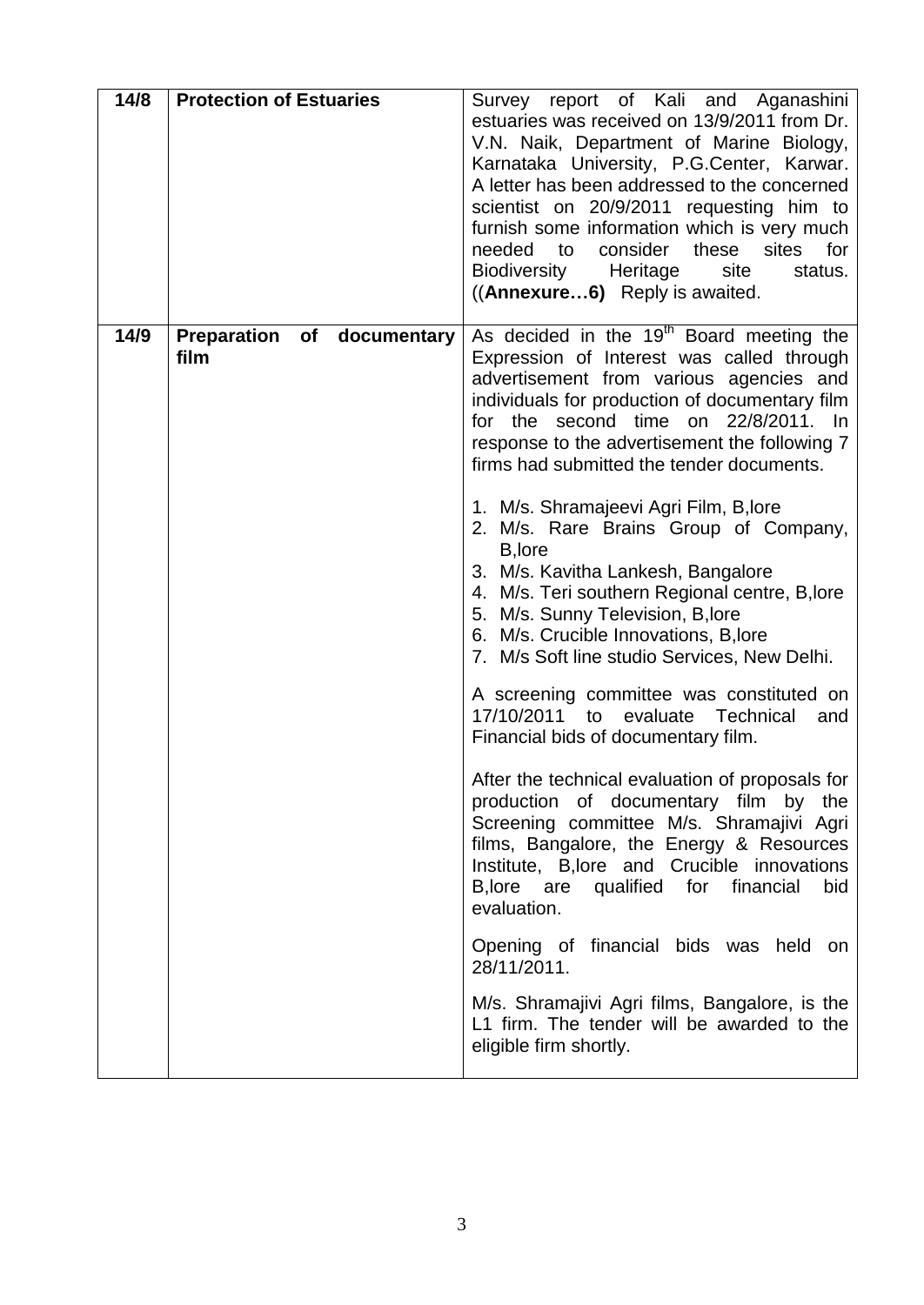| | | |
|---|---|---|
| **14/8** | **Protection of Estuaries** | Survey report of Kali and Aganashini estuaries was received on 13/9/2011 from Dr. V.N. Naik, Department of Marine Biology, Karnataka University, P.G.Center, Karwar. A letter has been addressed to the concerned scientist on 20/9/2011 requesting him to furnish some information which is very much needed to consider these sites for Biodiversity Heritage site status. ((**Annexure…6)** Reply is awaited. |
| **14/9** | **Preparation of documentary film** | As decided in the 19th Board meeting the Expression of Interest was called through advertisement from various agencies and individuals for production of documentary film for the second time on 22/8/2011. In response to the advertisement the following 7 firms had submitted the tender documents.<br><br>1. M/s. Shramajeevi Agri Film, B,lore<br>2. M/s. Rare Brains Group of Company, B,lore<br>3. M/s. Kavitha Lankesh, Bangalore<br>4. M/s. Teri southern Regional centre, B,lore<br>5. M/s. Sunny Television, B,lore<br>6. M/s. Crucible Innovations, B,lore<br>7. M/s Soft line studio Services, New Delhi.<br><br>A screening committee was constituted on 17/10/2011 to evaluate Technical and Financial bids of documentary film.<br><br>After the technical evaluation of proposals for production of documentary film by the Screening committee M/s. Shramajivi Agri films, Bangalore, the Energy & Resources Institute, B,lore and Crucible innovations B,lore are qualified for financial bid evaluation.<br><br>Opening of financial bids was held on 28/11/2011.<br><br>M/s. Shramajivi Agri films, Bangalore, is the L1 firm. The tender will be awarded to the eligible firm shortly. |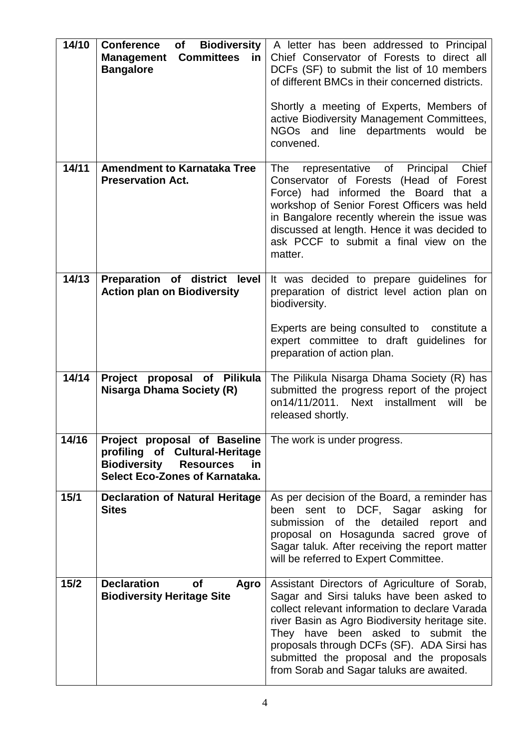| 14/10 | **Conference of Biodiversity Management Committees in Bangalore** | A letter has been addressed to Principal Chief Conservator of Forests to direct all DCFs (SF) to submit the list of 10 members of different BMCs in their concerned districts.<br><br>Shortly a meeting of Experts, Members of active Biodiversity Management Committees, NGOs and line departments would be convened. |
|---|---|---|
| 14/11 | **Amendment to Karnataka Tree Preservation Act.** | The representative of Principal Chief Conservator of Forests (Head of Forest Force) had informed the Board that a workshop of Senior Forest Officers was held in Bangalore recently wherein the issue was discussed at length. Hence it was decided to ask PCCF to submit a final view on the matter. |
| 14/13 | **Preparation of district level Action plan on Biodiversity** | It was decided to prepare guidelines for preparation of district level action plan on biodiversity.<br><br>Experts are being consulted to constitute a expert committee to draft guidelines for preparation of action plan. |
| 14/14 | **Project proposal of Pilikula Nisarga Dhama Society (R)** | The Pilikula Nisarga Dhama Society (R) has submitted the progress report of the project on14/11/2011. Next installment will be released shortly. |
| 14/16 | **Project proposal of Baseline profiling of Cultural-Heritage Biodiversity Resources in Select Eco-Zones of Karnataka.** | The work is under progress. |
| 15/1 | **Declaration of Natural Heritage Sites** | As per decision of the Board, a reminder has been sent to DCF, Sagar asking for submission of the detailed report and proposal on Hosagunda sacred grove of Sagar taluk. After receiving the report matter will be referred to Expert Committee. |
| 15/2 | **Declaration of Agro Biodiversity Heritage Site** | Assistant Directors of Agriculture of Sorab, Sagar and Sirsi taluks have been asked to collect relevant information to declare Varada river Basin as Agro Biodiversity heritage site. They have been asked to submit the proposals through DCFs (SF). ADA Sirsi has submitted the proposal and the proposals from Sorab and Sagar taluks are awaited. |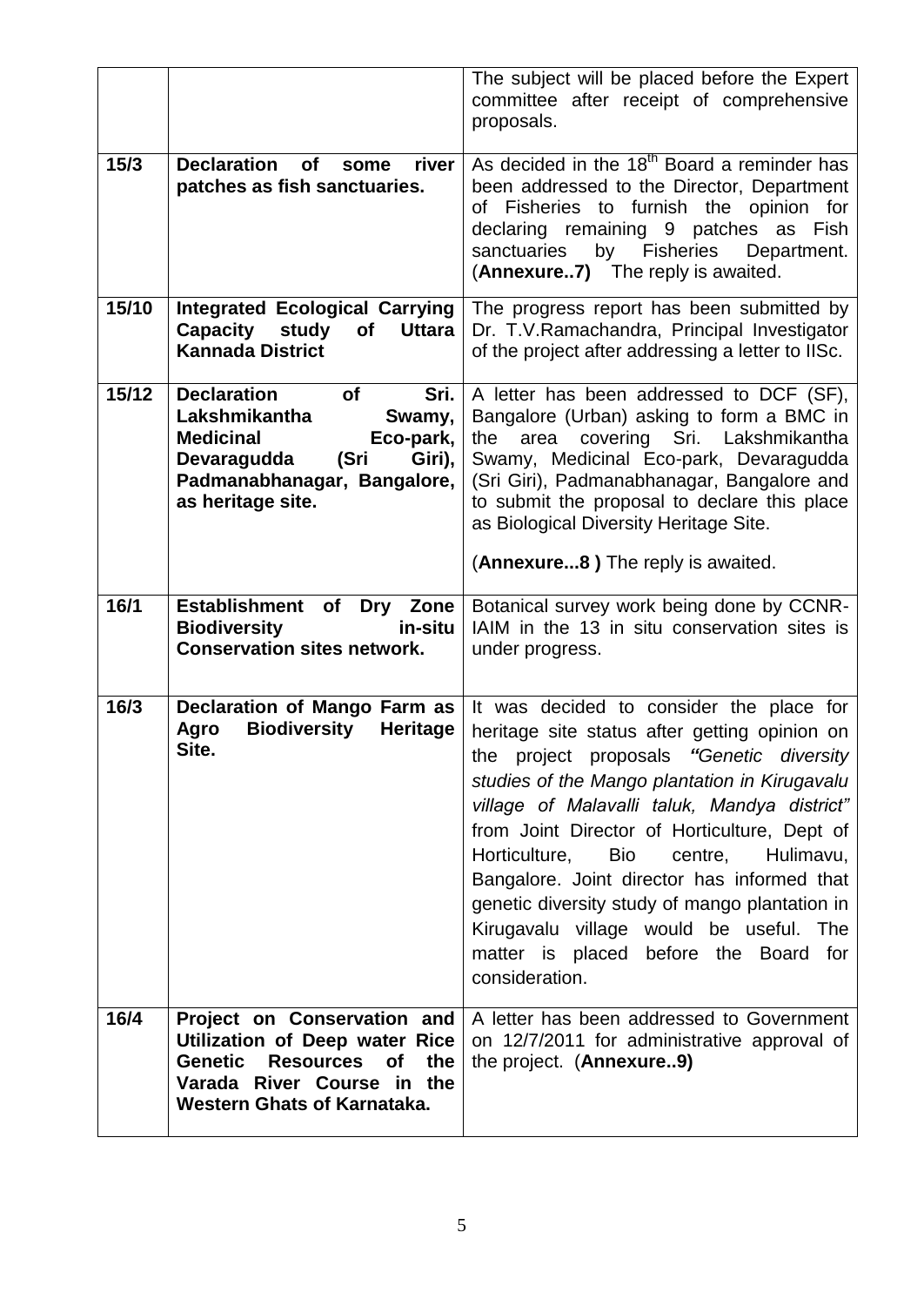| | | |
|---|---|---|
| | | The subject will be placed before the Expert committee after receipt of comprehensive proposals. |
| **15/3** | **Declaration of some river patches as fish sanctuaries.** | As decided in the 18th Board a reminder has been addressed to the Director, Department of Fisheries to furnish the opinion for declaring remaining 9 patches as Fish sanctuaries by Fisheries Department. (**Annexure..7)** The reply is awaited. |
| **15/10** | **Integrated Ecological Carrying Capacity study of Uttara Kannada District** | The progress report has been submitted by Dr. T.V.Ramachandra, Principal Investigator of the project after addressing a letter to IISc. |
| **15/12** | **Declaration of Sri. Lakshmikantha Swamy, Medicinal Eco-park, Devaragudda (Sri Giri), Padmanabhanagar, Bangalore, as heritage site.** | A letter has been addressed to DCF (SF), Bangalore (Urban) asking to form a BMC in the area covering Sri. Lakshmikantha Swamy, Medicinal Eco-park, Devaragudda (Sri Giri), Padmanabhanagar, Bangalore and to submit the proposal to declare this place as Biological Diversity Heritage Site.<br><br>(**Annexure...8 )** The reply is awaited. |
| **16/1** | **Establishment of Dry Zone Biodiversity in-situ Conservation sites network.** | Botanical survey work being done by CCNR-IAIM in the 13 in situ conservation sites is under progress. |
| **16/3** | **Declaration of Mango Farm as Agro Biodiversity Heritage Site.** | It was decided to consider the place for heritage site status after getting opinion on the project proposals ***"****Genetic diversity studies of the Mango plantation in Kirugavalu village of Malavalli taluk, Mandya district"* from Joint Director of Horticulture, Dept of Horticulture, Bio centre, Hulimavu, Bangalore. Joint director has informed that genetic diversity study of mango plantation in Kirugavalu village would be useful. The matter is placed before the Board for consideration. |
| **16/4** | **Project on Conservation and Utilization of Deep water Rice Genetic Resources of the Varada River Course in the Western Ghats of Karnataka.** | A letter has been addressed to Government on 12/7/2011 for administrative approval of the project. (**Annexure..9)** |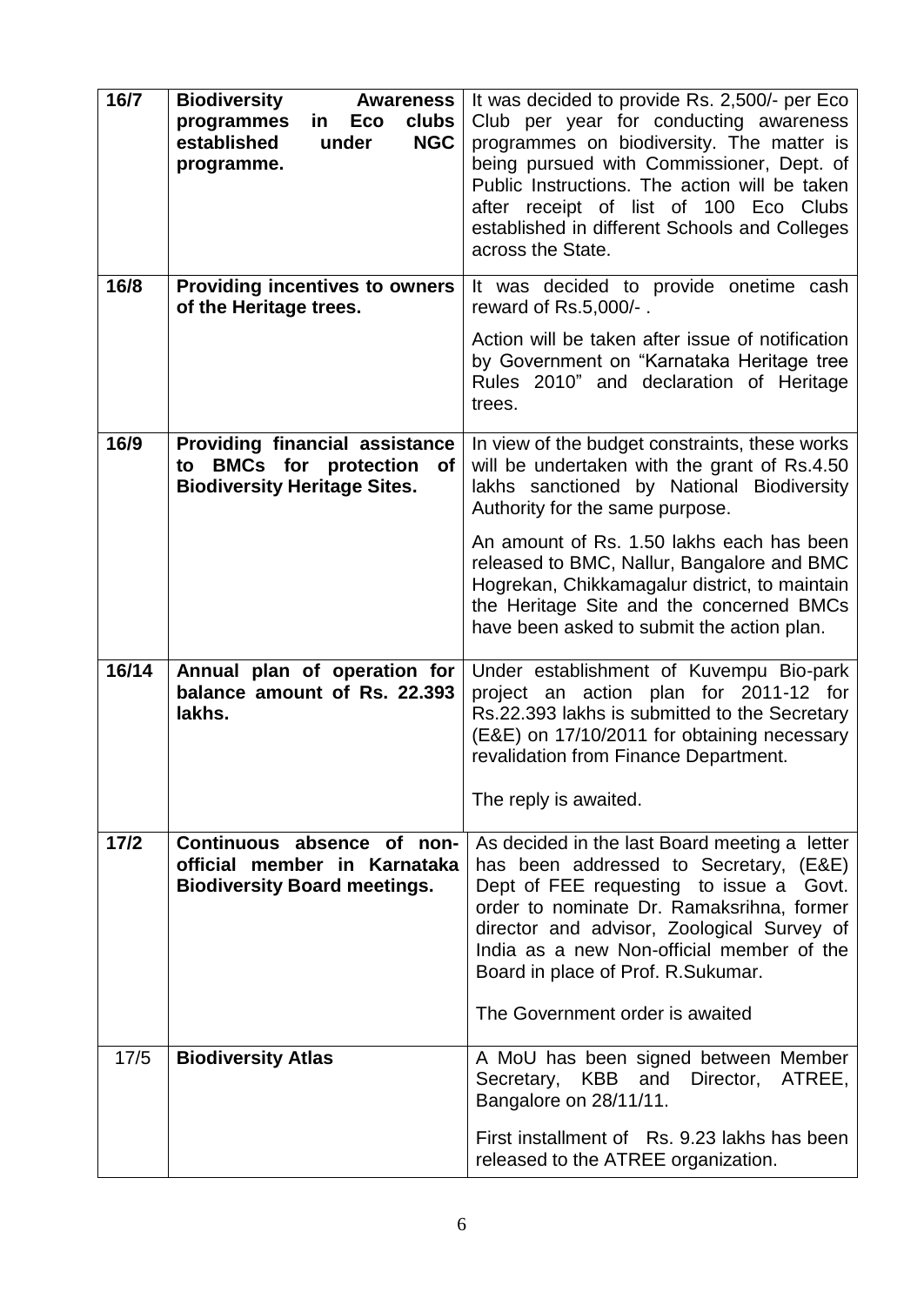| 16/7 | **Biodiversity Awareness programmes in Eco clubs established under NGC programme.** | It was decided to provide Rs. 2,500/- per Eco Club per year for conducting awareness programmes on biodiversity. The matter is being pursued with Commissioner, Dept. of Public Instructions. The action will be taken after receipt of list of 100 Eco Clubs established in different Schools and Colleges across the State. |
|---|---|---|
| 16/8 | **Providing incentives to owners of the Heritage trees.** | It was decided to provide onetime cash reward of Rs.5,000/- .<br><br>Action will be taken after issue of notification by Government on "Karnataka Heritage tree Rules 2010" and declaration of Heritage trees. |
| 16/9 | **Providing financial assistance to BMCs for protection of Biodiversity Heritage Sites.** | In view of the budget constraints, these works will be undertaken with the grant of Rs.4.50 lakhs sanctioned by National Biodiversity Authority for the same purpose.<br><br>An amount of Rs. 1.50 lakhs each has been released to BMC, Nallur, Bangalore and BMC Hogrekan, Chikkamagalur district, to maintain the Heritage Site and the concerned BMCs have been asked to submit the action plan. |
| 16/14 | **Annual plan of operation for balance amount of Rs. 22.393 lakhs.** | Under establishment of Kuvempu Bio-park project an action plan for 2011-12 for Rs.22.393 lakhs is submitted to the Secretary (E&E) on 17/10/2011 for obtaining necessary revalidation from Finance Department.<br><br>The reply is awaited. |
| 17/2 | **Continuous absence of non-official member in Karnataka Biodiversity Board meetings.** | As decided in the last Board meeting a letter has been addressed to Secretary, (E&E) Dept of FEE requesting to issue a Govt. order to nominate Dr. Ramaksrihna, former director and advisor, Zoological Survey of India as a new Non-official member of the Board in place of Prof. R.Sukumar.<br><br>The Government order is awaited |
| 17/5 | **Biodiversity Atlas** | A MoU has been signed between Member Secretary, KBB and Director, ATREE, Bangalore on 28/11/11.<br><br>First installment of Rs. 9.23 lakhs has been released to the ATREE organization. |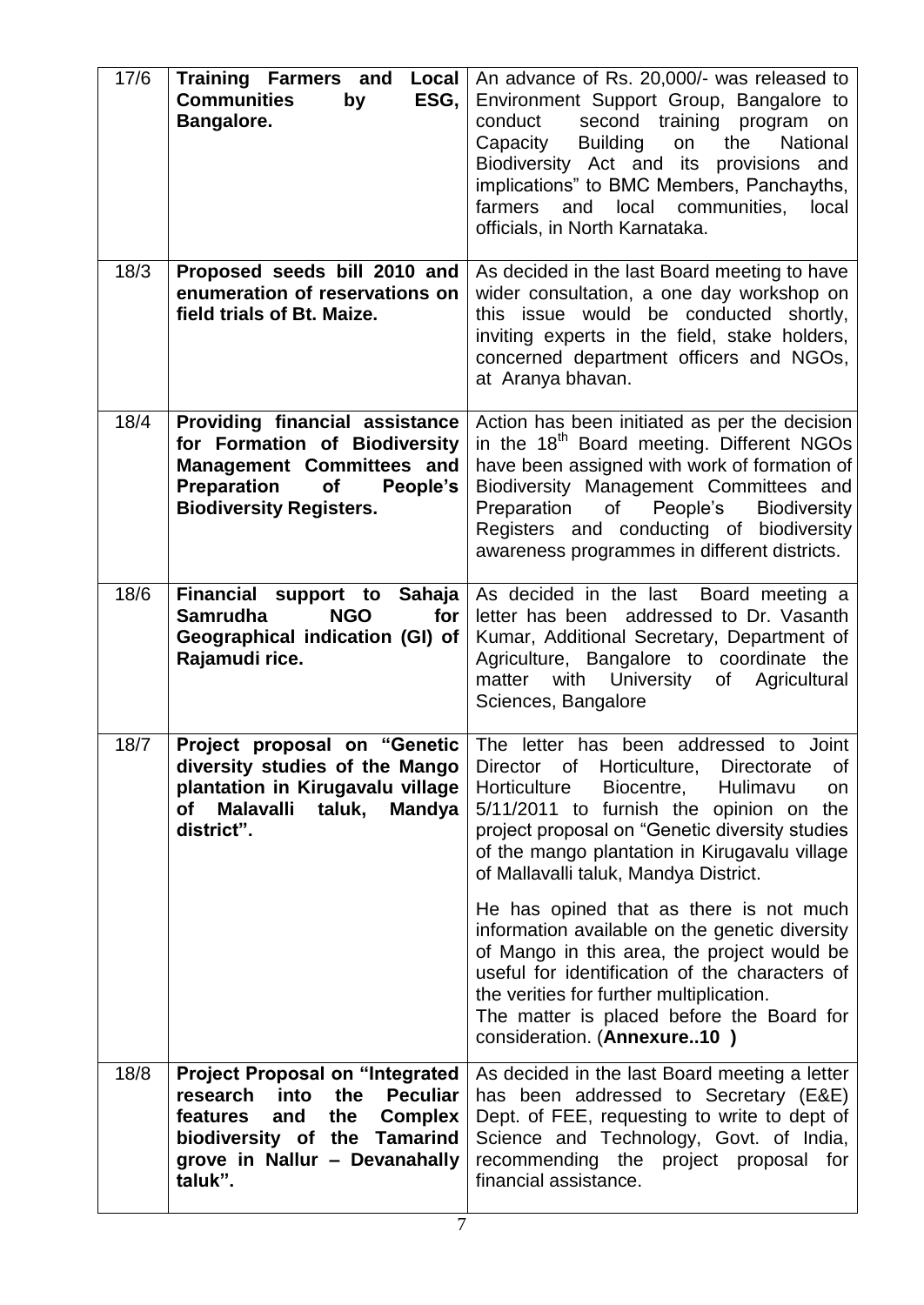| | | |
|---|---|---|
| 17/6 | **Training Farmers and Local Communities by ESG, Bangalore.** | An advance of Rs. 20,000/- was released to Environment Support Group, Bangalore to conduct second training program on Capacity Building on the National Biodiversity Act and its provisions and implications" to BMC Members, Panchayths, farmers and local communities, local officials, in North Karnataka. |
| 18/3 | **Proposed seeds bill 2010 and enumeration of reservations on field trials of Bt. Maize.** | As decided in the last Board meeting to have wider consultation, a one day workshop on this issue would be conducted shortly, inviting experts in the field, stake holders, concerned department officers and NGOs, at Aranya bhavan. |
| 18/4 | **Providing financial assistance for Formation of Biodiversity Management Committees and Preparation of People's Biodiversity Registers.** | Action has been initiated as per the decision in the 18th Board meeting. Different NGOs have been assigned with work of formation of Biodiversity Management Committees and Preparation of People's Biodiversity Registers and conducting of biodiversity awareness programmes in different districts. |
| 18/6 | **Financial support to Sahaja Samrudha NGO for Geographical indication (GI) of Rajamudi rice.** | As decided in the last Board meeting a letter has been addressed to Dr. Vasanth Kumar, Additional Secretary, Department of Agriculture, Bangalore to coordinate the matter with University of Agricultural Sciences, Bangalore |
| 18/7 | **Project proposal on "Genetic diversity studies of the Mango plantation in Kirugavalu village of Malavalli taluk, Mandya district".** | The letter has been addressed to Joint Director of Horticulture, Directorate of Horticulture Biocentre, Hulimavu on 5/11/2011 to furnish the opinion on the project proposal on "Genetic diversity studies of the mango plantation in Kirugavalu village of Mallavalli taluk, Mandya District.<br><br>He has opined that as there is not much information available on the genetic diversity of Mango in this area, the project would be useful for identification of the characters of the verities for further multiplication.<br>The matter is placed before the Board for consideration. (**Annexure..10 )** |
| 18/8 | **Project Proposal on "Integrated research into the Peculiar features and the Complex biodiversity of the Tamarind grove in Nallur – Devanahally taluk".** | As decided in the last Board meeting a letter has been addressed to Secretary (E&E) Dept. of FEE, requesting to write to dept of Science and Technology, Govt. of India, recommending the project proposal for financial assistance. |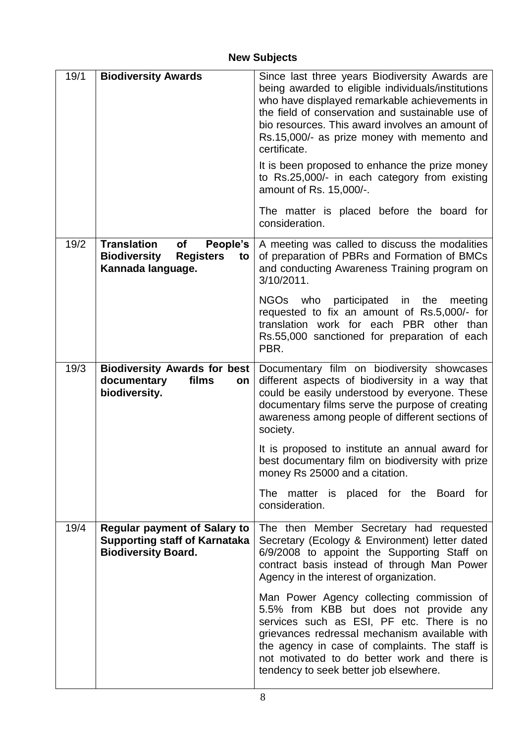## New Subjects

| | | |
|---|---|---|
| 19/1 | **Biodiversity Awards** | Since last three years Biodiversity Awards are being awarded to eligible individuals/institutions who have displayed remarkable achievements in the field of conservation and sustainable use of bio resources. This award involves an amount of Rs.15,000/- as prize money with memento and certificate.<br><br>It is been proposed to enhance the prize money to Rs.25,000/- in each category from existing amount of Rs. 15,000/-.<br><br>The matter is placed before the board for consideration. |
| 19/2 | **Translation of People's Biodiversity Registers to Kannada language.** | A meeting was called to discuss the modalities of preparation of PBRs and Formation of BMCs and conducting Awareness Training program on 3/10/2011.<br><br>NGOs who participated in the meeting requested to fix an amount of Rs.5,000/- for translation work for each PBR other than Rs.55,000 sanctioned for preparation of each PBR. |
| 19/3 | **Biodiversity Awards for best documentary films on biodiversity.** | Documentary film on biodiversity showcases different aspects of biodiversity in a way that could be easily understood by everyone. These documentary films serve the purpose of creating awareness among people of different sections of society.<br><br>It is proposed to institute an annual award for best documentary film on biodiversity with prize money Rs 25000 and a citation.<br><br>The matter is placed for the Board for consideration. |
| 19/4 | **Regular payment of Salary to Supporting staff of Karnataka Biodiversity Board.** | The then Member Secretary had requested Secretary (Ecology & Environment) letter dated 6/9/2008 to appoint the Supporting Staff on contract basis instead of through Man Power Agency in the interest of organization.<br><br>Man Power Agency collecting commission of 5.5% from KBB but does not provide any services such as ESI, PF etc. There is no grievances redressal mechanism available with the agency in case of complaints. The staff is not motivated to do better work and there is tendency to seek better job elsewhere. |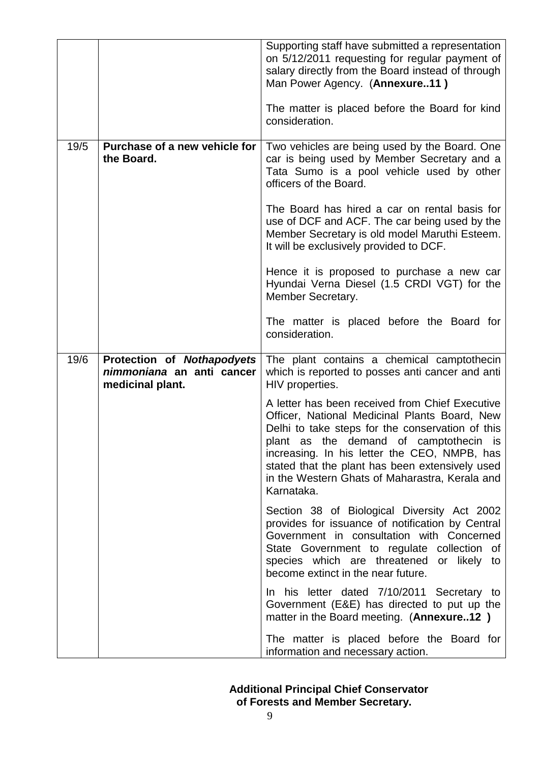| | | |
|---|---|---|
| | | Supporting staff have submitted a representation on 5/12/2011 requesting for regular payment of salary directly from the Board instead of through Man Power Agency. (**Annexure..11 )**<br><br>The matter is placed before the Board for kind consideration. |
| 19/5 | **Purchase of a new vehicle for the Board.** | Two vehicles are being used by the Board. One car is being used by Member Secretary and a Tata Sumo is a pool vehicle used by other officers of the Board.<br><br>The Board has hired a car on rental basis for use of DCF and ACF. The car being used by the Member Secretary is old model Maruthi Esteem. It will be exclusively provided to DCF.<br><br>Hence it is proposed to purchase a new car Hyundai Verna Diesel (1.5 CRDI VGT) for the Member Secretary.<br><br>The matter is placed before the Board for consideration. |
| 19/6 | **Protection of *Nothapodyets nimmoniana* an anti cancer medicinal plant.** | The plant contains a chemical camptothecin which is reported to posses anti cancer and anti HIV properties.<br><br>A letter has been received from Chief Executive Officer, National Medicinal Plants Board, New Delhi to take steps for the conservation of this plant as the demand of camptothecin is increasing. In his letter the CEO, NMPB, has stated that the plant has been extensively used in the Western Ghats of Maharastra, Kerala and Karnataka.<br><br>Section 38 of Biological Diversity Act 2002 provides for issuance of notification by Central Government in consultation with Concerned State Government to regulate collection of species which are threatened or likely to become extinct in the near future.<br><br>In his letter dated 7/10/2011 Secretary to Government (E&E) has directed to put up the matter in the Board meeting. (**Annexure..12 )**<br><br>The matter is placed before the Board for information and necessary action. |

**Additional Principal Chief Conservator of Forests and Member Secretary.**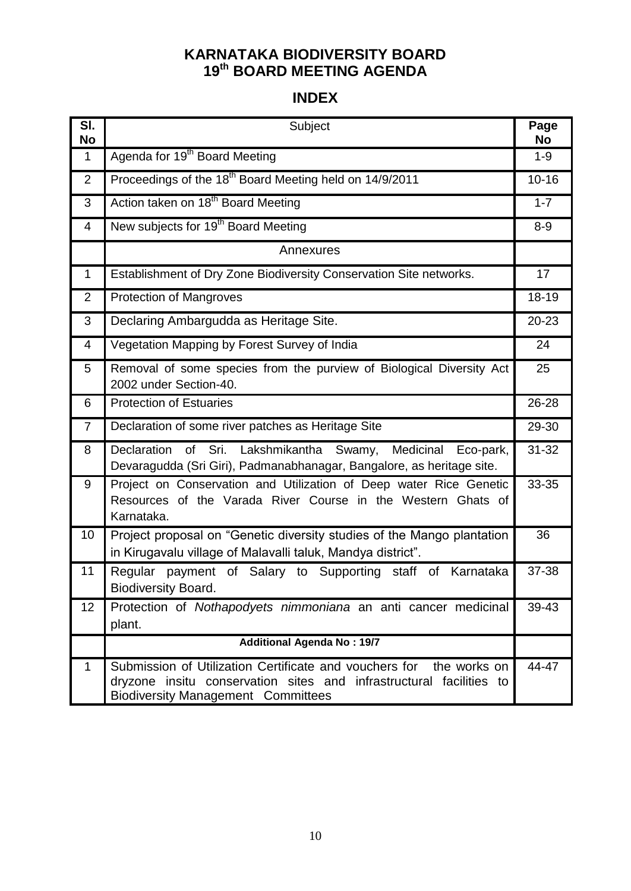# KARNATAKA BIODIVERSITY BOARD
# 19th BOARD MEETING AGENDA

## INDEX

| Sl. No | Subject | Page No |
|---|---|---|
| 1 | Agenda for 19th Board Meeting | 1-9 |
| 2 | Proceedings of the 18th Board Meeting held on 14/9/2011 | 10-16 |
| 3 | Action taken on 18th Board Meeting | 1-7 |
| 4 | New subjects for 19th Board Meeting | 8-9 |
| | Annexures | |
| 1 | Establishment of Dry Zone Biodiversity Conservation Site networks. | 17 |
| 2 | Protection of Mangroves | 18-19 |
| 3 | Declaring Ambargudda as Heritage Site. | 20-23 |
| 4 | Vegetation Mapping by Forest Survey of India | 24 |
| 5 | Removal of some species from the purview of Biological Diversity Act 2002 under Section-40. | 25 |
| 6 | Protection of Estuaries | 26-28 |
| 7 | Declaration of some river patches as Heritage Site | 29-30 |
| 8 | Declaration of Sri. Lakshmikantha Swamy, Medicinal Eco-park, Devaragudda (Sri Giri), Padmanabhanagar, Bangalore, as heritage site. | 31-32 |
| 9 | Project on Conservation and Utilization of Deep water Rice Genetic Resources of the Varada River Course in the Western Ghats of Karnataka. | 33-35 |
| 10 | Project proposal on "Genetic diversity studies of the Mango plantation in Kirugavalu village of Malavalli taluk, Mandya district". | 36 |
| 11 | Regular payment of Salary to Supporting staff of Karnataka Biodiversity Board. | 37-38 |
| 12 | Protection of *Nothapodyets nimmoniana* an anti cancer medicinal plant. | 39-43 |
| | **Additional Agenda No : 19/7** | |
| 1 | Submission of Utilization Certificate and vouchers for the works on dryzone insitu conservation sites and infrastructural facilities to Biodiversity Management Committees | 44-47 |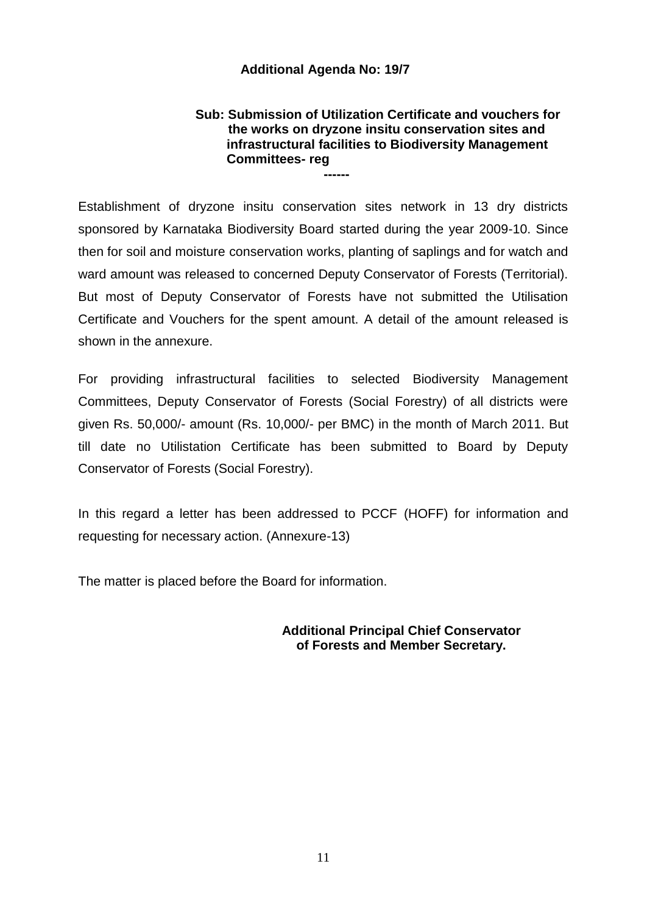**Additional Agenda No: 19/7**

**Sub: Submission of Utilization Certificate and vouchers for the works on dryzone insitu conservation sites and infrastructural facilities to Biodiversity Management Committees- reg**

**------**

Establishment of dryzone insitu conservation sites network in 13 dry districts sponsored by Karnataka Biodiversity Board started during the year 2009-10. Since then for soil and moisture conservation works, planting of saplings and for watch and ward amount was released to concerned Deputy Conservator of Forests (Territorial). But most of Deputy Conservator of Forests have not submitted the Utilisation Certificate and Vouchers for the spent amount. A detail of the amount released is shown in the annexure.

For providing infrastructural facilities to selected Biodiversity Management Committees, Deputy Conservator of Forests (Social Forestry) of all districts were given Rs. 50,000/- amount (Rs. 10,000/- per BMC) in the month of March 2011. But till date no Utilistation Certificate has been submitted to Board by Deputy Conservator of Forests (Social Forestry).

In this regard a letter has been addressed to PCCF (HOFF) for information and requesting for necessary action. (Annexure-13)

The matter is placed before the Board for information.

**Additional Principal Chief Conservator of Forests and Member Secretary.**